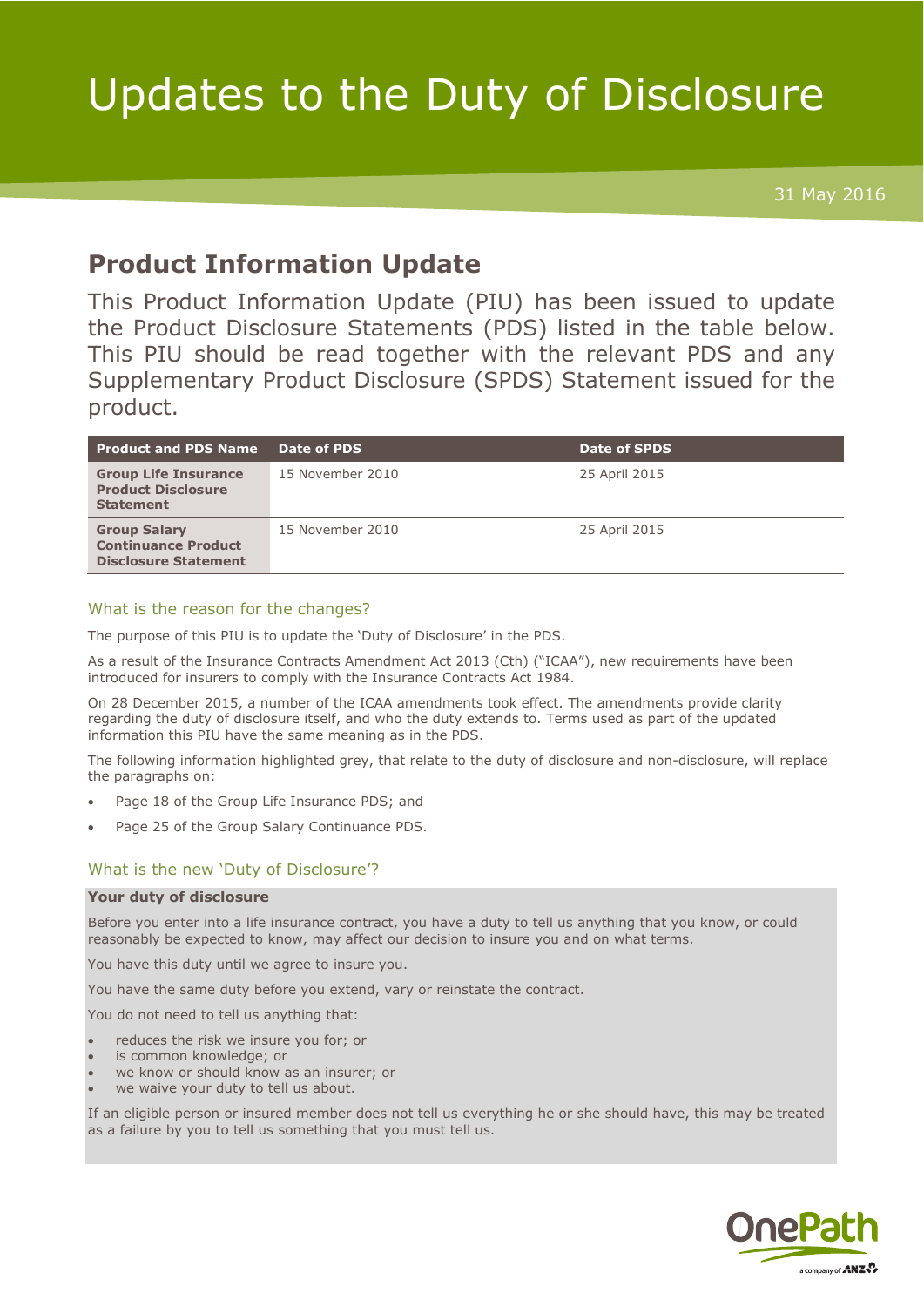# Updates to the Duty of Disclosure

31 May 2016

## Product Information Update

This Product Information Update (PIU) has been issued to update the Product Disclosure Statements (PDS) listed in the table below. This PIU should be read together with the relevant PDS and any Supplementary Product Disclosure (SPDS) Statement issued for the product.

| Product and PDS Name | Date of PDS | Date of SPDS |
|---|---|---|
| **Group Life Insurance Product Disclosure Statement** | 15 November 2010 | 25 April 2015 |
| **Group Salary Continuance Product Disclosure Statement** | 15 November 2010 | 25 April 2015 |

### What is the reason for the changes?

The purpose of this PIU is to update the 'Duty of Disclosure' in the PDS.

As a result of the Insurance Contracts Amendment Act 2013 (Cth) ("ICAA"), new requirements have been introduced for insurers to comply with the Insurance Contracts Act 1984.

On 28 December 2015, a number of the ICAA amendments took effect. The amendments provide clarity regarding the duty of disclosure itself, and who the duty extends to. Terms used as part of the updated information this PIU have the same meaning as in the PDS.

The following information highlighted grey, that relate to the duty of disclosure and non-disclosure, will replace the paragraphs on:

- Page 18 of the Group Life Insurance PDS; and
- Page 25 of the Group Salary Continuance PDS.

### What is the new 'Duty of Disclosure'?

**Your duty of disclosure**

Before you enter into a life insurance contract, you have a duty to tell us anything that you know, or could reasonably be expected to know, may affect our decision to insure you and on what terms.

You have this duty until we agree to insure you.

You have the same duty before you extend, vary or reinstate the contract.

You do not need to tell us anything that:

- reduces the risk we insure you for; or
- is common knowledge; or
- we know or should know as an insurer; or
- we waive your duty to tell us about.

If an eligible person or insured member does not tell us everything he or she should have, this may be treated as a failure by you to tell us something that you must tell us.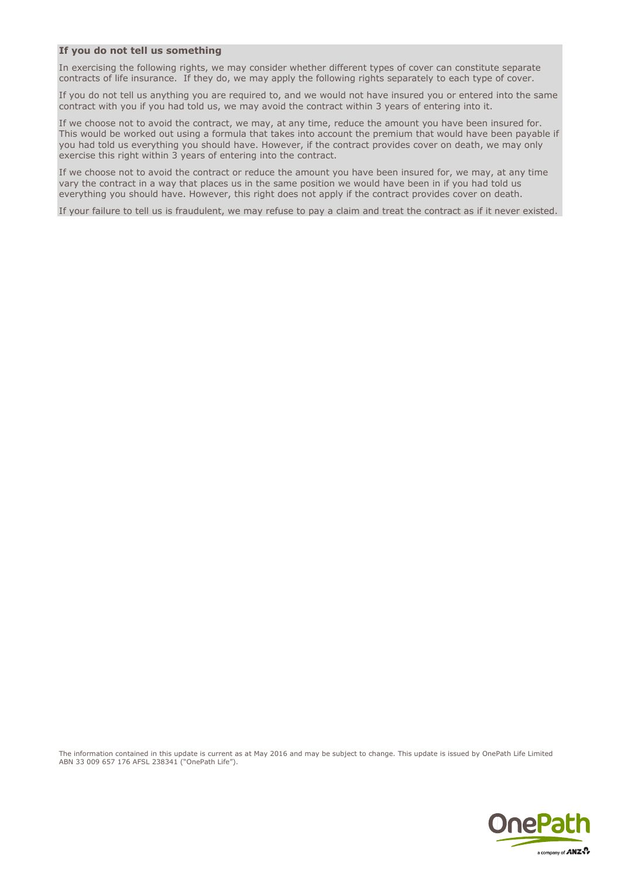**If you do not tell us something**

In exercising the following rights, we may consider whether different types of cover can constitute separate contracts of life insurance. If they do, we may apply the following rights separately to each type of cover.

If you do not tell us anything you are required to, and we would not have insured you or entered into the same contract with you if you had told us, we may avoid the contract within 3 years of entering into it.

If we choose not to avoid the contract, we may, at any time, reduce the amount you have been insured for. This would be worked out using a formula that takes into account the premium that would have been payable if you had told us everything you should have. However, if the contract provides cover on death, we may only exercise this right within 3 years of entering into the contract.

If we choose not to avoid the contract or reduce the amount you have been insured for, we may, at any time vary the contract in a way that places us in the same position we would have been in if you had told us everything you should have. However, this right does not apply if the contract provides cover on death.

If your failure to tell us is fraudulent, we may refuse to pay a claim and treat the contract as if it never existed.

The information contained in this update is current as at May 2016 and may be subject to change. This update is issued by OnePath Life Limited ABN 33 009 657 176 AFSL 238341 ("OnePath Life").

OnePath

a company of ANZ